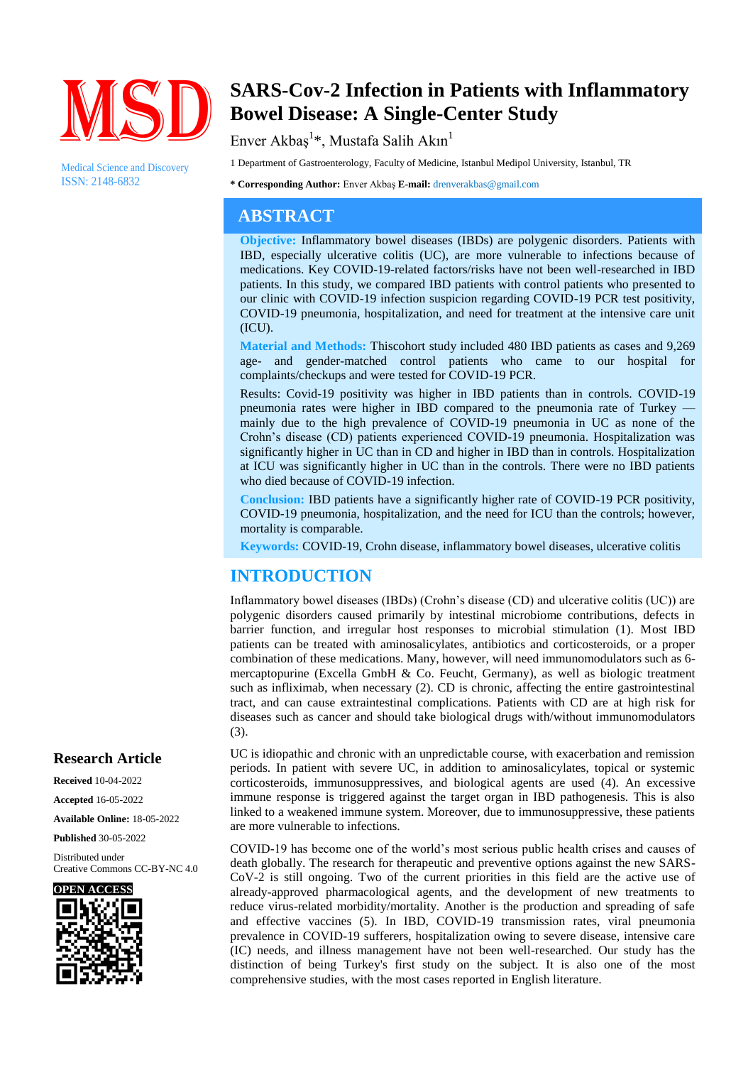# SARS-Cov-2 Infection in Patients with Inflammatory Bowel Disease: A Single-Center Study

Enver Akbaş[1]*, Mustafa Salih Akın[1]

1 Department of Gastroenterology, Faculty of Medicine, Istanbul Medipol University, Istanbul, TR

**\* Corresponding Author:** Enver Akbaş **E-mail:** drenverakbas@gmail.com

Medical Science and Discovery
ISSN: 2148-6832

## ABSTRACT

**Objective:** Inflammatory bowel diseases (IBDs) are polygenic disorders. Patients with IBD, especially ulcerative colitis (UC), are more vulnerable to infections because of medications. Key COVID-19-related factors/risks have not been well-researched in IBD patients. In this study, we compared IBD patients with control patients who presented to our clinic with COVID-19 infection suspicion regarding COVID-19 PCR test positivity, COVID-19 pneumonia, hospitalization, and need for treatment at the intensive care unit (ICU).

**Material and Methods:** Thiscohort study included 480 IBD patients as cases and 9,269 age- and gender-matched control patients who came to our hospital for complaints/checkups and were tested for COVID-19 PCR.

Results: Covid-19 positivity was higher in IBD patients than in controls. COVID-19 pneumonia rates were higher in IBD compared to the pneumonia rate of Turkey — mainly due to the high prevalence of COVID-19 pneumonia in UC as none of the Crohn's disease (CD) patients experienced COVID-19 pneumonia. Hospitalization was significantly higher in UC than in CD and higher in IBD than in controls. Hospitalization at ICU was significantly higher in UC than in the controls. There were no IBD patients who died because of COVID-19 infection.

**Conclusion:** IBD patients have a significantly higher rate of COVID-19 PCR positivity, COVID-19 pneumonia, hospitalization, and the need for ICU than the controls; however, mortality is comparable.

**Keywords:** COVID-19, Crohn disease, inflammatory bowel diseases, ulcerative colitis

## INTRODUCTION

Inflammatory bowel diseases (IBDs) (Crohn's disease (CD) and ulcerative colitis (UC)) are polygenic disorders caused primarily by intestinal microbiome contributions, defects in barrier function, and irregular host responses to microbial stimulation (1). Most IBD patients can be treated with aminosalicylates, antibiotics and corticosteroids, or a proper combination of these medications. Many, however, will need immunomodulators such as 6-mercaptopurine (Excella GmbH & Co. Feucht, Germany), as well as biologic treatment such as infliximab, when necessary (2). CD is chronic, affecting the entire gastrointestinal tract, and can cause extraintestinal complications. Patients with CD are at high risk for diseases such as cancer and should take biological drugs with/without immunomodulators (3).

UC is idiopathic and chronic with an unpredictable course, with exacerbation and remission periods. In patient with severe UC, in addition to aminosalicylates, topical or systemic corticosteroids, immunosuppressives, and biological agents are used (4). An excessive immune response is triggered against the target organ in IBD pathogenesis. This is also linked to a weakened immune system. Moreover, due to immunosuppressive, these patients are more vulnerable to infections.

COVID-19 has become one of the world's most serious public health crises and causes of death globally. The research for therapeutic and preventive options against the new SARS-CoV-2 is still ongoing. Two of the current priorities in this field are the active use of already-approved pharmacological agents, and the development of new treatments to reduce virus-related morbidity/mortality. Another is the production and spreading of safe and effective vaccines (5). In IBD, COVID-19 transmission rates, viral pneumonia prevalence in COVID-19 sufferers, hospitalization owing to severe disease, intensive care (IC) needs, and illness management have not been well-researched. Our study has the distinction of being Turkey's first study on the subject. It is also one of the most comprehensive studies, with the most cases reported in English literature.

**Research Article**

**Received** 10-04-2022

**Accepted** 16-05-2022

**Available Online:** 18-05-2022

**Published** 30-05-2022

Distributed under
Creative Commons CC-BY-NC 4.0

OPEN ACCESS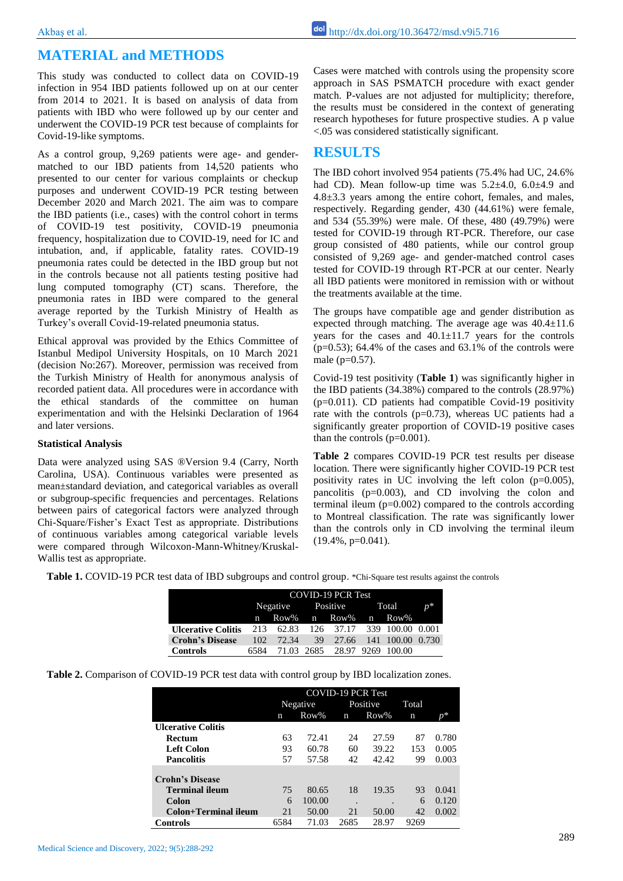## MATERIAL and METHODS

This study was conducted to collect data on COVID-19 infection in 954 IBD patients followed up on at our center from 2014 to 2021. It is based on analysis of data from patients with IBD who were followed up by our center and underwent the COVID-19 PCR test because of complaints for Covid-19-like symptoms.

As a control group, 9,269 patients were age- and gender-matched to our IBD patients from 14,520 patients who presented to our center for various complaints or checkup purposes and underwent COVID-19 PCR testing between December 2020 and March 2021. The aim was to compare the IBD patients (i.e., cases) with the control cohort in terms of COVID-19 test positivity, COVID-19 pneumonia frequency, hospitalization due to COVID-19, need for IC and intubation, and, if applicable, fatality rates. COVID-19 pneumonia rates could be detected in the IBD group but not in the controls because not all patients testing positive had lung computed tomography (CT) scans. Therefore, the pneumonia rates in IBD were compared to the general average reported by the Turkish Ministry of Health as Turkey's overall Covid-19-related pneumonia status.

Ethical approval was provided by the Ethics Committee of Istanbul Medipol University Hospitals, on 10 March 2021 (decision No:267). Moreover, permission was received from the Turkish Ministry of Health for anonymous analysis of recorded patient data. All procedures were in accordance with the ethical standards of the committee on human experimentation and with the Helsinki Declaration of 1964 and later versions.

### Statistical Analysis

Data were analyzed using SAS ®Version 9.4 (Carry, North Carolina, USA). Continuous variables were presented as mean±standard deviation, and categorical variables as overall or subgroup-specific frequencies and percentages. Relations between pairs of categorical factors were analyzed through Chi-Square/Fisher's Exact Test as appropriate. Distributions of continuous variables among categorical variable levels were compared through Wilcoxon-Mann-Whitney/Kruskal-Wallis test as appropriate.

Cases were matched with controls using the propensity score approach in SAS PSMATCH procedure with exact gender match. P-values are not adjusted for multiplicity; therefore, the results must be considered in the context of generating research hypotheses for future prospective studies. A p value <.05 was considered statistically significant.

## RESULTS

The IBD cohort involved 954 patients (75.4% had UC, 24.6% had CD). Mean follow-up time was 5.2±4.0, 6.0±4.9 and 4.8±3.3 years among the entire cohort, females, and males, respectively. Regarding gender, 430 (44.61%) were female, and 534 (55.39%) were male. Of these, 480 (49.79%) were tested for COVID-19 through RT-PCR. Therefore, our case group consisted of 480 patients, while our control group consisted of 9,269 age- and gender-matched control cases tested for COVID-19 through RT-PCR at our center. Nearly all IBD patients were monitored in remission with or without the treatments available at the time.

The groups have compatible age and gender distribution as expected through matching. The average age was 40.4±11.6 years for the cases and 40.1±11.7 years for the controls (p=0.53); 64.4% of the cases and 63.1% of the controls were male (p=0.57).

Covid-19 test positivity (**Table 1**) was significantly higher in the IBD patients (34.38%) compared to the controls (28.97%) (p=0.011). CD patients had compatible Covid-19 positivity rate with the controls (p=0.73), whereas UC patients had a significantly greater proportion of COVID-19 positive cases than the controls (p=0.001).

**Table 2** compares COVID-19 PCR test results per disease location. There were significantly higher COVID-19 PCR test positivity rates in UC involving the left colon (p=0.005), pancolitis (p=0.003), and CD involving the colon and terminal ileum (p=0.002) compared to the controls according to Montreal classification. The rate was significantly lower than the controls only in CD involving the terminal ileum (19.4%, p=0.041).

**Table 1.** COVID-19 PCR test data of IBD subgroups and control group. *Chi-Square test results against the controls

| | COVID-19 PCR Test | | | | | | |
|---|---|---|---|---|---|---|---|
| | Negative | | Positive | | Total | | $p$* |
| | n | Row% | n | Row% | n | Row% | |
| **Ulcerative Colitis** | 213 | 62.83 | 126 | 37.17 | 339 | 100.00 | 0.001 |
| **Crohn's Disease** | 102 | 72.34 | 39 | 27.66 | 141 | 100.00 | 0.730 |
| **Controls** | 6584 | 71.03 | 2685 | 28.97 | 9269 | 100.00 | |

**Table 2.** Comparison of COVID-19 PCR test data with control group by IBD localization zones.

| | COVID-19 PCR Test | | | | | |
|---|---|---|---|---|---|---|
| | Negative | | Positive | | Total | |
| | n | Row% | n | Row% | n | $p$* |
| **Ulcerative Colitis** | | | | | | |
| **Rectum** | 63 | 72.41 | 24 | 27.59 | 87 | 0.780 |
| **Left Colon** | 93 | 60.78 | 60 | 39.22 | 153 | 0.005 |
| **Pancolitis** | 57 | 57.58 | 42 | 42.42 | 99 | 0.003 |
| **Crohn's Disease** | | | | | | |
| **Terminal ileum** | 75 | 80.65 | 18 | 19.35 | 93 | 0.041 |
| **Colon** | 6 | 100.00 | . | . | 6 | 0.120 |
| **Colon+Terminal ileum** | 21 | 50.00 | 21 | 50.00 | 42 | 0.002 |
| **Controls** | 6584 | 71.03 | 2685 | 28.97 | 9269 | |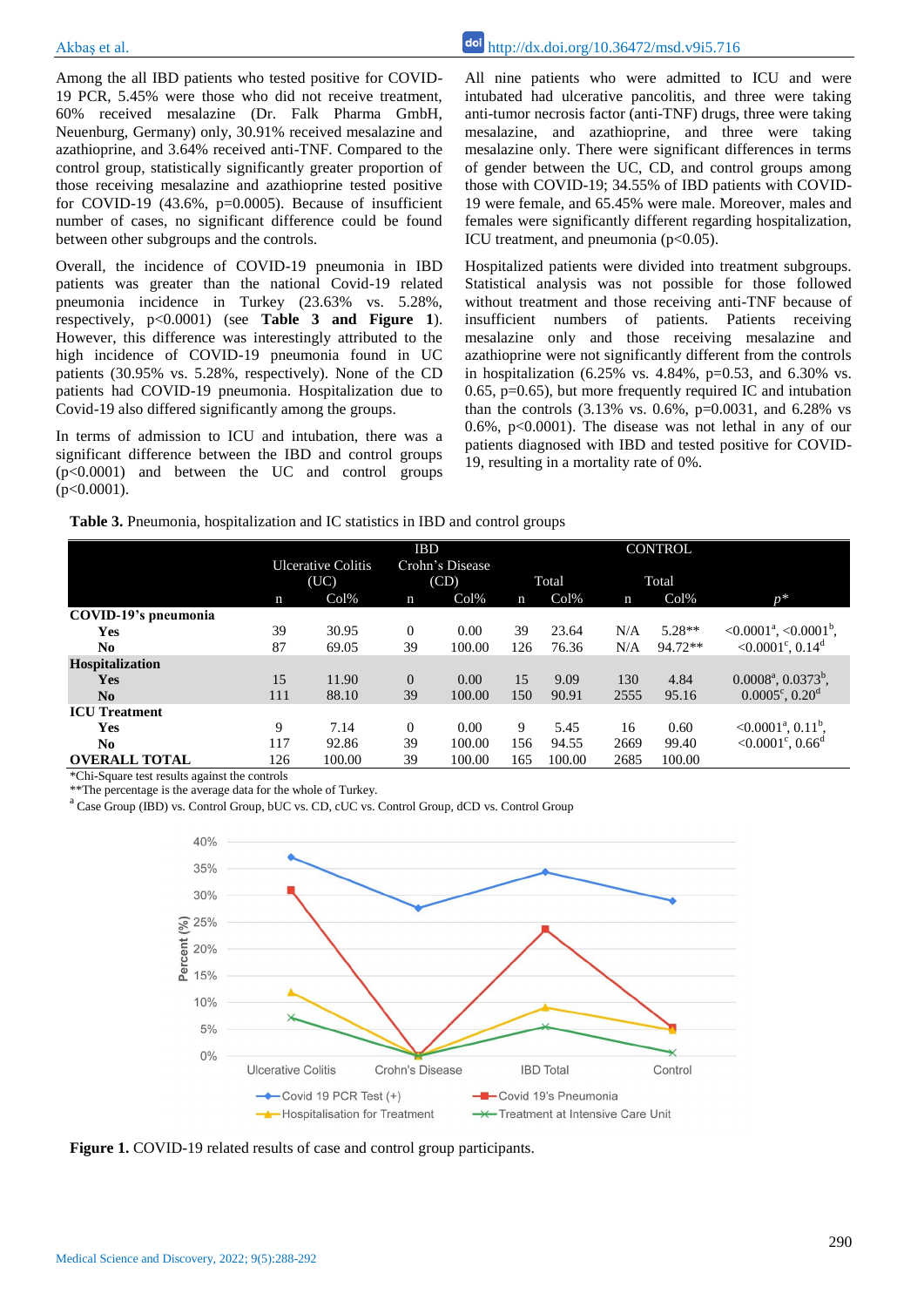Among the all IBD patients who tested positive for COVID-19 PCR, 5.45% were those who did not receive treatment, 60% received mesalazine (Dr. Falk Pharma GmbH, Neuenburg, Germany) only, 30.91% received mesalazine and azathioprine, and 3.64% received anti-TNF. Compared to the control group, statistically significantly greater proportion of those receiving mesalazine and azathioprine tested positive for COVID-19 (43.6%, p=0.0005). Because of insufficient number of cases, no significant difference could be found between other subgroups and the controls.

Overall, the incidence of COVID-19 pneumonia in IBD patients was greater than the national Covid-19 related pneumonia incidence in Turkey (23.63% vs. 5.28%, respectively, p<0.0001) (see **Table 3 and Figure 1**). However, this difference was interestingly attributed to the high incidence of COVID-19 pneumonia found in UC patients (30.95% vs. 5.28%, respectively). None of the CD patients had COVID-19 pneumonia. Hospitalization due to Covid-19 also differed significantly among the groups.

In terms of admission to ICU and intubation, there was a significant difference between the IBD and control groups (p<0.0001) and between the UC and control groups (p<0.0001).

All nine patients who were admitted to ICU and were intubated had ulcerative pancolitis, and three were taking anti-tumor necrosis factor (anti-TNF) drugs, three were taking mesalazine, and azathioprine, and three were taking mesalazine only. There were significant differences in terms of gender between the UC, CD, and control groups among those with COVID-19; 34.55% of IBD patients with COVID-19 were female, and 65.45% were male. Moreover, males and females were significantly different regarding hospitalization, ICU treatment, and pneumonia (p<0.05).

Hospitalized patients were divided into treatment subgroups. Statistical analysis was not possible for those followed without treatment and those receiving anti-TNF because of insufficient numbers of patients. Patients receiving mesalazine only and those receiving mesalazine and azathioprine were not significantly different from the controls in hospitalization (6.25% vs. 4.84%, p=0.53, and 6.30% vs. 0.65, p=0.65), but more frequently required IC and intubation than the controls (3.13% vs. 0.6%, p=0.0031, and 6.28% vs 0.6%, p<0.0001). The disease was not lethal in any of our patients diagnosed with IBD and tested positive for COVID-19, resulting in a mortality rate of 0%.

**Table 3.** Pneumonia, hospitalization and IC statistics in IBD and control groups

| | IBD | | | | | | CONTROL | | |
|---|---|---|---|---|---|---|---|---|---|
| | Ulcerative Colitis (UC) | | Crohn's Disease (CD) | | Total | | Total | | |
| | n | Col% | n | Col% | n | Col% | n | Col% | *p** |
| **COVID-19's pneumonia** | | | | | | | | | |
| **Yes** | 39 | 30.95 | 0 | 0.00 | 39 | 23.64 | N/A | 5.28** | <0.0001[a], <0.0001[b], |
| **No** | 87 | 69.05 | 39 | 100.00 | 126 | 76.36 | N/A | 94.72** | <0.0001[c], 0.14[d] |
| **Hospitalization** | | | | | | | | | |
| **Yes** | 15 | 11.90 | 0 | 0.00 | 15 | 9.09 | 130 | 4.84 | 0.0008[a], 0.0373[b], |
| **No** | 111 | 88.10 | 39 | 100.00 | 150 | 90.91 | 2555 | 95.16 | 0.0005[c], 0.20[d] |
| **ICU Treatment** | | | | | | | | | |
| **Yes** | 9 | 7.14 | 0 | 0.00 | 9 | 5.45 | 16 | 0.60 | <0.0001[a], 0.11[b], |
| **No** | 117 | 92.86 | 39 | 100.00 | 156 | 94.55 | 2669 | 99.40 | <0.0001[c], 0.66[d] |
| **OVERALL TOTAL** | 126 | 100.00 | 39 | 100.00 | 165 | 100.00 | 2685 | 100.00 | |

*Chi-Square test results against the controls
**The percentage is the average data for the whole of Turkey.
[a] Case Group (IBD) vs. Control Group, bUC vs. CD, cUC vs. Control Group, dCD vs. Control Group

**Figure 1.** COVID-19 related results of case and control group participants.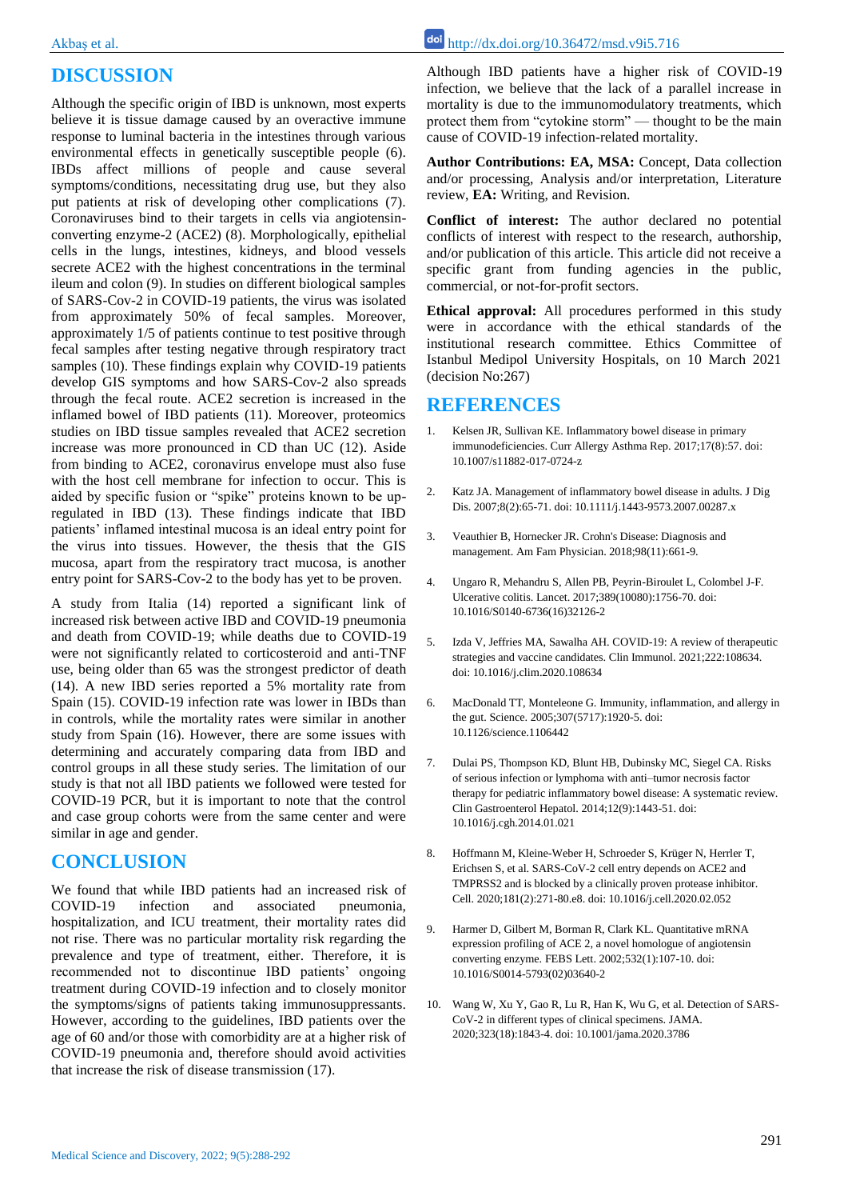## DISCUSSION

Although the specific origin of IBD is unknown, most experts believe it is tissue damage caused by an overactive immune response to luminal bacteria in the intestines through various environmental effects in genetically susceptible people (6). IBDs affect millions of people and cause several symptoms/conditions, necessitating drug use, but they also put patients at risk of developing other complications (7). Coronaviruses bind to their targets in cells via angiotensin-converting enzyme-2 (ACE2) (8). Morphologically, epithelial cells in the lungs, intestines, kidneys, and blood vessels secrete ACE2 with the highest concentrations in the terminal ileum and colon (9). In studies on different biological samples of SARS-Cov-2 in COVID-19 patients, the virus was isolated from approximately 50% of fecal samples. Moreover, approximately 1/5 of patients continue to test positive through fecal samples after testing negative through respiratory tract samples (10). These findings explain why COVID-19 patients develop GIS symptoms and how SARS-Cov-2 also spreads through the fecal route. ACE2 secretion is increased in the inflamed bowel of IBD patients (11). Moreover, proteomics studies on IBD tissue samples revealed that ACE2 secretion increase was more pronounced in CD than UC (12). Aside from binding to ACE2, coronavirus envelope must also fuse with the host cell membrane for infection to occur. This is aided by specific fusion or "spike" proteins known to be up-regulated in IBD (13). These findings indicate that IBD patients' inflamed intestinal mucosa is an ideal entry point for the virus into tissues. However, the thesis that the GIS mucosa, apart from the respiratory tract mucosa, is another entry point for SARS-Cov-2 to the body has yet to be proven.

A study from Italia (14) reported a significant link of increased risk between active IBD and COVID-19 pneumonia and death from COVID-19; while deaths due to COVID-19 were not significantly related to corticosteroid and anti-TNF use, being older than 65 was the strongest predictor of death (14). A new IBD series reported a 5% mortality rate from Spain (15). COVID-19 infection rate was lower in IBDs than in controls, while the mortality rates were similar in another study from Spain (16). However, there are some issues with determining and accurately comparing data from IBD and control groups in all these study series. The limitation of our study is that not all IBD patients we followed were tested for COVID-19 PCR, but it is important to note that the control and case group cohorts were from the same center and were similar in age and gender.

Although IBD patients have a higher risk of COVID-19 infection, we believe that the lack of a parallel increase in mortality is due to the immunomodulatory treatments, which protect them from "cytokine storm" — thought to be the main cause of COVID-19 infection-related mortality.

## CONCLUSION

We found that while IBD patients had an increased risk of COVID-19 infection and associated pneumonia, hospitalization, and ICU treatment, their mortality rates did not rise. There was no particular mortality risk regarding the prevalence and type of treatment, either. Therefore, it is recommended not to discontinue IBD patients' ongoing treatment during COVID-19 infection and to closely monitor the symptoms/signs of patients taking immunosuppressants. However, according to the guidelines, IBD patients over the age of 60 and/or those with comorbidity are at a higher risk of COVID-19 pneumonia and, therefore should avoid activities that increase the risk of disease transmission (17).

**Author Contributions: EA, MSA:** Concept, Data collection and/or processing, Analysis and/or interpretation, Literature review, **EA:** Writing, and Revision.

**Conflict of interest:** The author declared no potential conflicts of interest with respect to the research, authorship, and/or publication of this article. This article did not receive a specific grant from funding agencies in the public, commercial, or not-for-profit sectors.

**Ethical approval:** All procedures performed in this study were in accordance with the ethical standards of the institutional research committee. Ethics Committee of Istanbul Medipol University Hospitals, on 10 March 2021 (decision No:267)

## REFERENCES

1. Kelsen JR, Sullivan KE. Inflammatory bowel disease in primary immunodeficiencies. Curr Allergy Asthma Rep. 2017;17(8):57. doi: 10.1007/s11882-017-0724-z
2. Katz JA. Management of inflammatory bowel disease in adults. J Dig Dis. 2007;8(2):65-71. doi: 10.1111/j.1443-9573.2007.00287.x
3. Veauthier B, Hornecker JR. Crohn's Disease: Diagnosis and management. Am Fam Physician. 2018;98(11):661-9.
4. Ungaro R, Mehandru S, Allen PB, Peyrin-Biroulet L, Colombel J-F. Ulcerative colitis. Lancet. 2017;389(10080):1756-70. doi: 10.1016/S0140-6736(16)32126-2
5. Izda V, Jeffries MA, Sawalha AH. COVID-19: A review of therapeutic strategies and vaccine candidates. Clin Immunol. 2021;222:108634. doi: 10.1016/j.clim.2020.108634
6. MacDonald TT, Monteleone G. Immunity, inflammation, and allergy in the gut. Science. 2005;307(5717):1920-5. doi: 10.1126/science.1106442
7. Dulai PS, Thompson KD, Blunt HB, Dubinsky MC, Siegel CA. Risks of serious infection or lymphoma with anti–tumor necrosis factor therapy for pediatric inflammatory bowel disease: A systematic review. Clin Gastroenterol Hepatol. 2014;12(9):1443-51. doi: 10.1016/j.cgh.2014.01.021
8. Hoffmann M, Kleine-Weber H, Schroeder S, Krüger N, Herrler T, Erichsen S, et al. SARS-CoV-2 cell entry depends on ACE2 and TMPRSS2 and is blocked by a clinically proven protease inhibitor. Cell. 2020;181(2):271-80.e8. doi: 10.1016/j.cell.2020.02.052
9. Harmer D, Gilbert M, Borman R, Clark KL. Quantitative mRNA expression profiling of ACE 2, a novel homologue of angiotensin converting enzyme. FEBS Lett. 2002;532(1):107-10. doi: 10.1016/S0014-5793(02)03640-2
10. Wang W, Xu Y, Gao R, Lu R, Han K, Wu G, et al. Detection of SARS-CoV-2 in different types of clinical specimens. JAMA. 2020;323(18):1843-4. doi: 10.1001/jama.2020.3786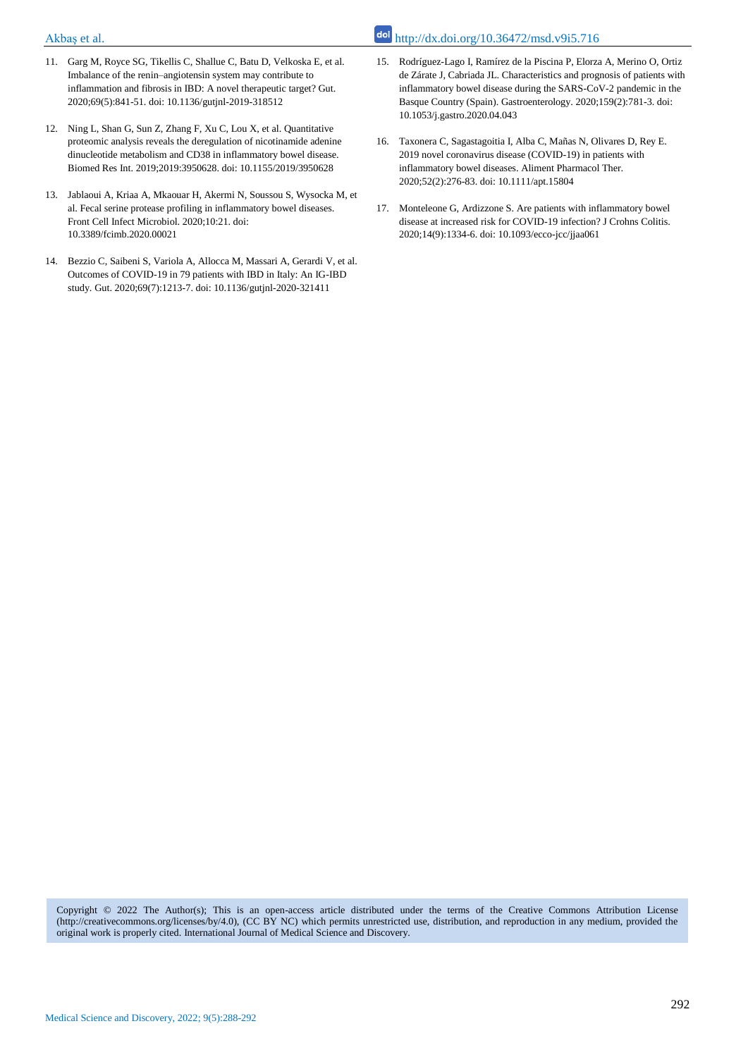11. Garg M, Royce SG, Tikellis C, Shallue C, Batu D, Velkoska E, et al. Imbalance of the renin–angiotensin system may contribute to inflammation and fibrosis in IBD: A novel therapeutic target? Gut. 2020;69(5):841-51. doi: 10.1136/gutjnl-2019-318512

12. Ning L, Shan G, Sun Z, Zhang F, Xu C, Lou X, et al. Quantitative proteomic analysis reveals the deregulation of nicotinamide adenine dinucleotide metabolism and CD38 in inflammatory bowel disease. Biomed Res Int. 2019;2019:3950628. doi: 10.1155/2019/3950628

13. Jablaoui A, Kriaa A, Mkaouar H, Akermi N, Soussou S, Wysocka M, et al. Fecal serine protease profiling in inflammatory bowel diseases. Front Cell Infect Microbiol. 2020;10:21. doi: 10.3389/fcimb.2020.00021

14. Bezzio C, Saibeni S, Variola A, Allocca M, Massari A, Gerardi V, et al. Outcomes of COVID-19 in 79 patients with IBD in Italy: An IG-IBD study. Gut. 2020;69(7):1213-7. doi: 10.1136/gutjnl-2020-321411

15. Rodríguez-Lago I, Ramírez de la Piscina P, Elorza A, Merino O, Ortiz de Zárate J, Cabriada JL. Characteristics and prognosis of patients with inflammatory bowel disease during the SARS-CoV-2 pandemic in the Basque Country (Spain). Gastroenterology. 2020;159(2):781-3. doi: 10.1053/j.gastro.2020.04.043

16. Taxonera C, Sagastagoitia I, Alba C, Mañas N, Olivares D, Rey E. 2019 novel coronavirus disease (COVID-19) in patients with inflammatory bowel diseases. Aliment Pharmacol Ther. 2020;52(2):276-83. doi: 10.1111/apt.15804

17. Monteleone G, Ardizzone S. Are patients with inflammatory bowel disease at increased risk for COVID-19 infection? J Crohns Colitis. 2020;14(9):1334-6. doi: 10.1093/ecco-jcc/jjaa061

Copyright © 2022 The Author(s); This is an open-access article distributed under the terms of the Creative Commons Attribution License (http://creativecommons.org/licenses/by/4.0), (CC BY NC) which permits unrestricted use, distribution, and reproduction in any medium, provided the original work is properly cited. International Journal of Medical Science and Discovery.